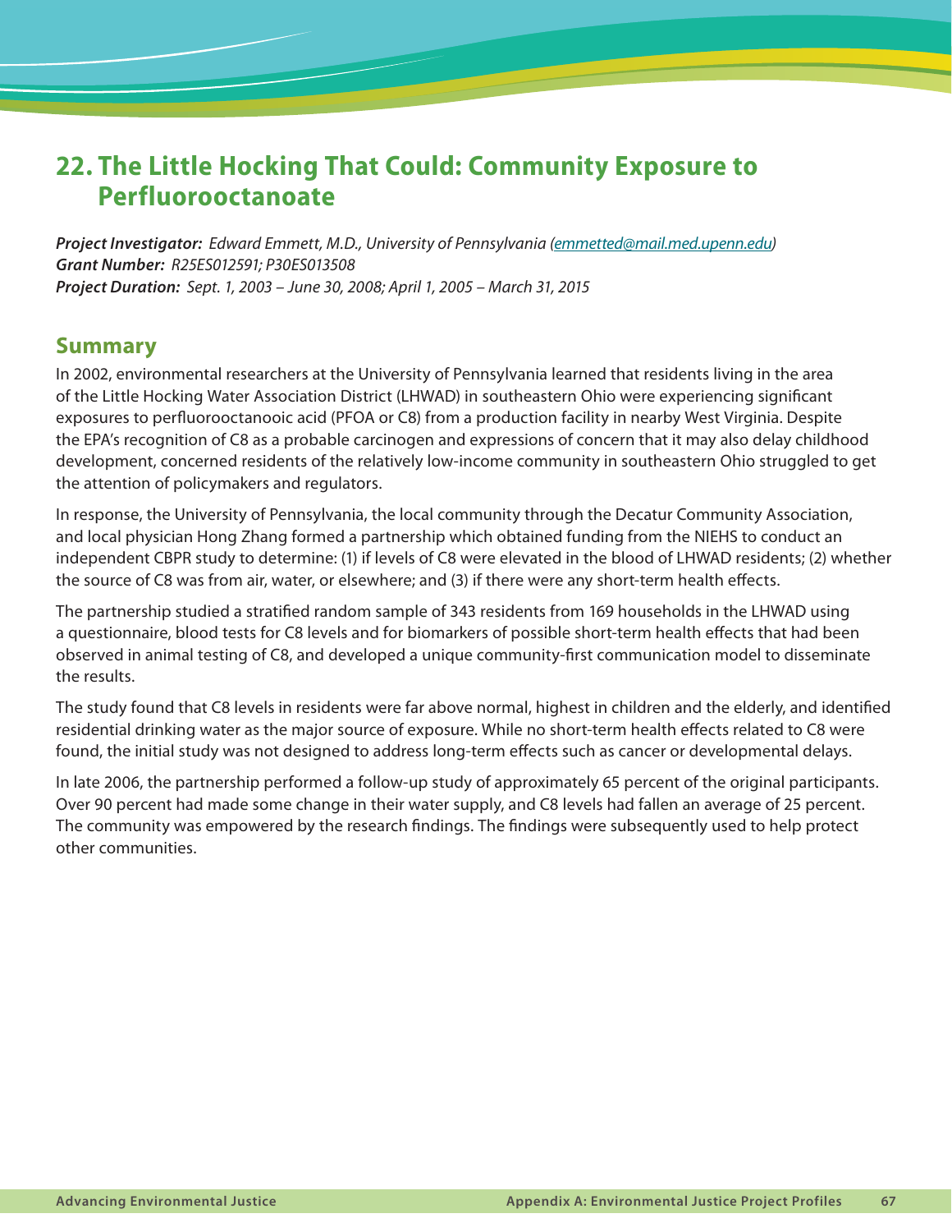# 22. The Little Hocking That Could: Community Exposure to Perfluorooctanoate

***Project Investigator:*** *Edward Emmett, M.D., University of Pennsylvania (emmetted@mail.med.upenn.edu)*
***Grant Number:*** *R25ES012591; P30ES013508*
***Project Duration:*** *Sept. 1, 2003 – June 30, 2008; April 1, 2005 – March 31, 2015*

## Summary

In 2002, environmental researchers at the University of Pennsylvania learned that residents living in the area of the Little Hocking Water Association District (LHWAD) in southeastern Ohio were experiencing significant exposures to perfluorooctanooic acid (PFOA or C8) from a production facility in nearby West Virginia. Despite the EPA's recognition of C8 as a probable carcinogen and expressions of concern that it may also delay childhood development, concerned residents of the relatively low-income community in southeastern Ohio struggled to get the attention of policymakers and regulators.

In response, the University of Pennsylvania, the local community through the Decatur Community Association, and local physician Hong Zhang formed a partnership which obtained funding from the NIEHS to conduct an independent CBPR study to determine: (1) if levels of C8 were elevated in the blood of LHWAD residents; (2) whether the source of C8 was from air, water, or elsewhere; and (3) if there were any short-term health effects.

The partnership studied a stratified random sample of 343 residents from 169 households in the LHWAD using a questionnaire, blood tests for C8 levels and for biomarkers of possible short-term health effects that had been observed in animal testing of C8, and developed a unique community-first communication model to disseminate the results.

The study found that C8 levels in residents were far above normal, highest in children and the elderly, and identified residential drinking water as the major source of exposure. While no short-term health effects related to C8 were found, the initial study was not designed to address long-term effects such as cancer or developmental delays.

In late 2006, the partnership performed a follow-up study of approximately 65 percent of the original participants. Over 90 percent had made some change in their water supply, and C8 levels had fallen an average of 25 percent. The community was empowered by the research findings. The findings were subsequently used to help protect other communities.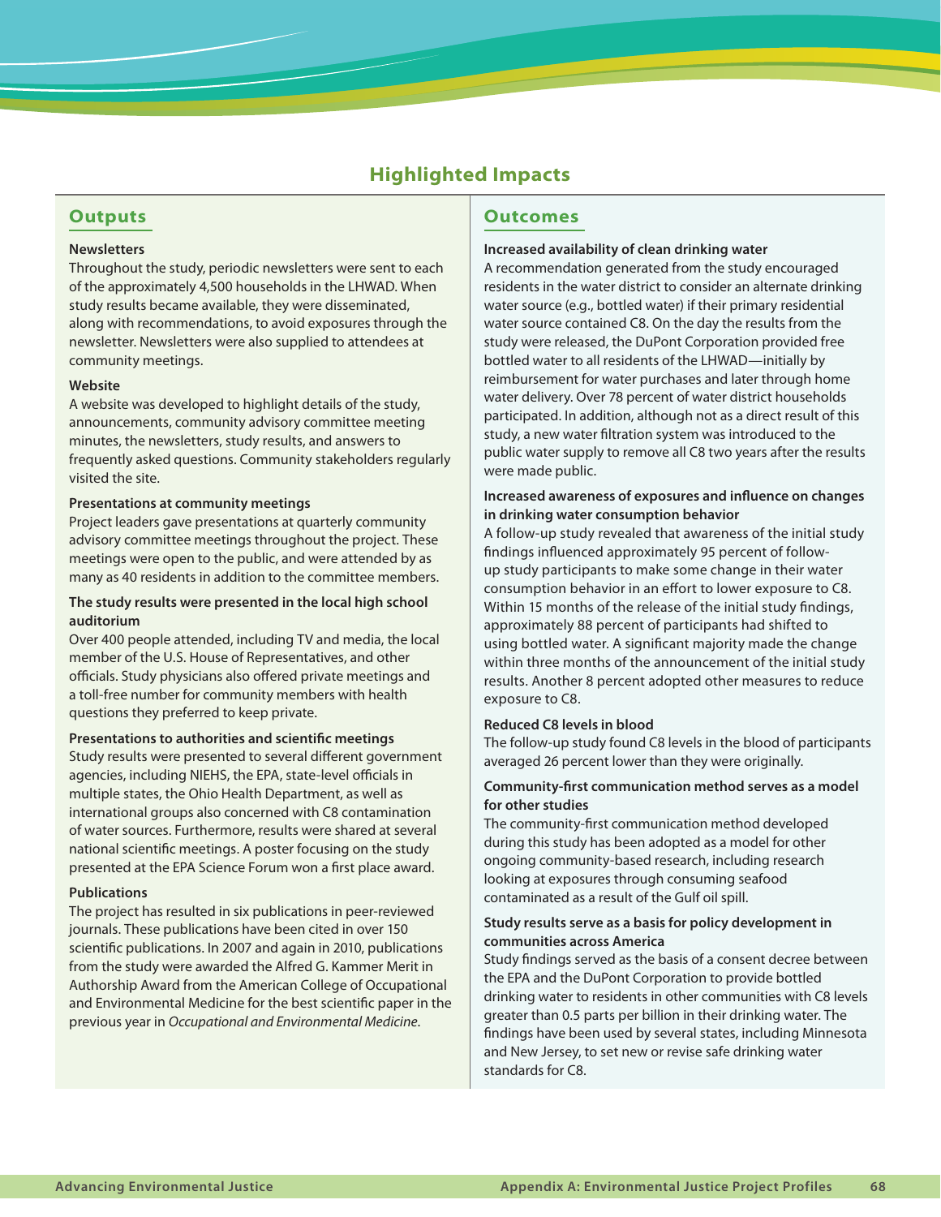## Highlighted Impacts

### Outputs

**Newsletters**
Throughout the study, periodic newsletters were sent to each of the approximately 4,500 households in the LHWAD. When study results became available, they were disseminated, along with recommendations, to avoid exposures through the newsletter. Newsletters were also supplied to attendees at community meetings.

**Website**
A website was developed to highlight details of the study, announcements, community advisory committee meeting minutes, the newsletters, study results, and answers to frequently asked questions. Community stakeholders regularly visited the site.

**Presentations at community meetings**
Project leaders gave presentations at quarterly community advisory committee meetings throughout the project. These meetings were open to the public, and were attended by as many as 40 residents in addition to the committee members.

**The study results were presented in the local high school auditorium**
Over 400 people attended, including TV and media, the local member of the U.S. House of Representatives, and other officials. Study physicians also offered private meetings and a toll-free number for community members with health questions they preferred to keep private.

**Presentations to authorities and scientific meetings**
Study results were presented to several different government agencies, including NIEHS, the EPA, state-level officials in multiple states, the Ohio Health Department, as well as international groups also concerned with C8 contamination of water sources. Furthermore, results were shared at several national scientific meetings. A poster focusing on the study presented at the EPA Science Forum won a first place award.

**Publications**
The project has resulted in six publications in peer-reviewed journals. These publications have been cited in over 150 scientific publications. In 2007 and again in 2010, publications from the study were awarded the Alfred G. Kammer Merit in Authorship Award from the American College of Occupational and Environmental Medicine for the best scientific paper in the previous year in *Occupational and Environmental Medicine*.

### Outcomes

**Increased availability of clean drinking water**
A recommendation generated from the study encouraged residents in the water district to consider an alternate drinking water source (e.g., bottled water) if their primary residential water source contained C8. On the day the results from the study were released, the DuPont Corporation provided free bottled water to all residents of the LHWAD—initially by reimbursement for water purchases and later through home water delivery. Over 78 percent of water district households participated. In addition, although not as a direct result of this study, a new water filtration system was introduced to the public water supply to remove all C8 two years after the results were made public.

**Increased awareness of exposures and influence on changes in drinking water consumption behavior**
A follow-up study revealed that awareness of the initial study findings influenced approximately 95 percent of follow-up study participants to make some change in their water consumption behavior in an effort to lower exposure to C8. Within 15 months of the release of the initial study findings, approximately 88 percent of participants had shifted to using bottled water. A significant majority made the change within three months of the announcement of the initial study results. Another 8 percent adopted other measures to reduce exposure to C8.

**Reduced C8 levels in blood**
The follow-up study found C8 levels in the blood of participants averaged 26 percent lower than they were originally.

**Community-first communication method serves as a model for other studies**
The community-first communication method developed during this study has been adopted as a model for other ongoing community-based research, including research looking at exposures through consuming seafood contaminated as a result of the Gulf oil spill.

**Study results serve as a basis for policy development in communities across America**
Study findings served as the basis of a consent decree between the EPA and the DuPont Corporation to provide bottled drinking water to residents in other communities with C8 levels greater than 0.5 parts per billion in their drinking water. The findings have been used by several states, including Minnesota and New Jersey, to set new or revise safe drinking water standards for C8.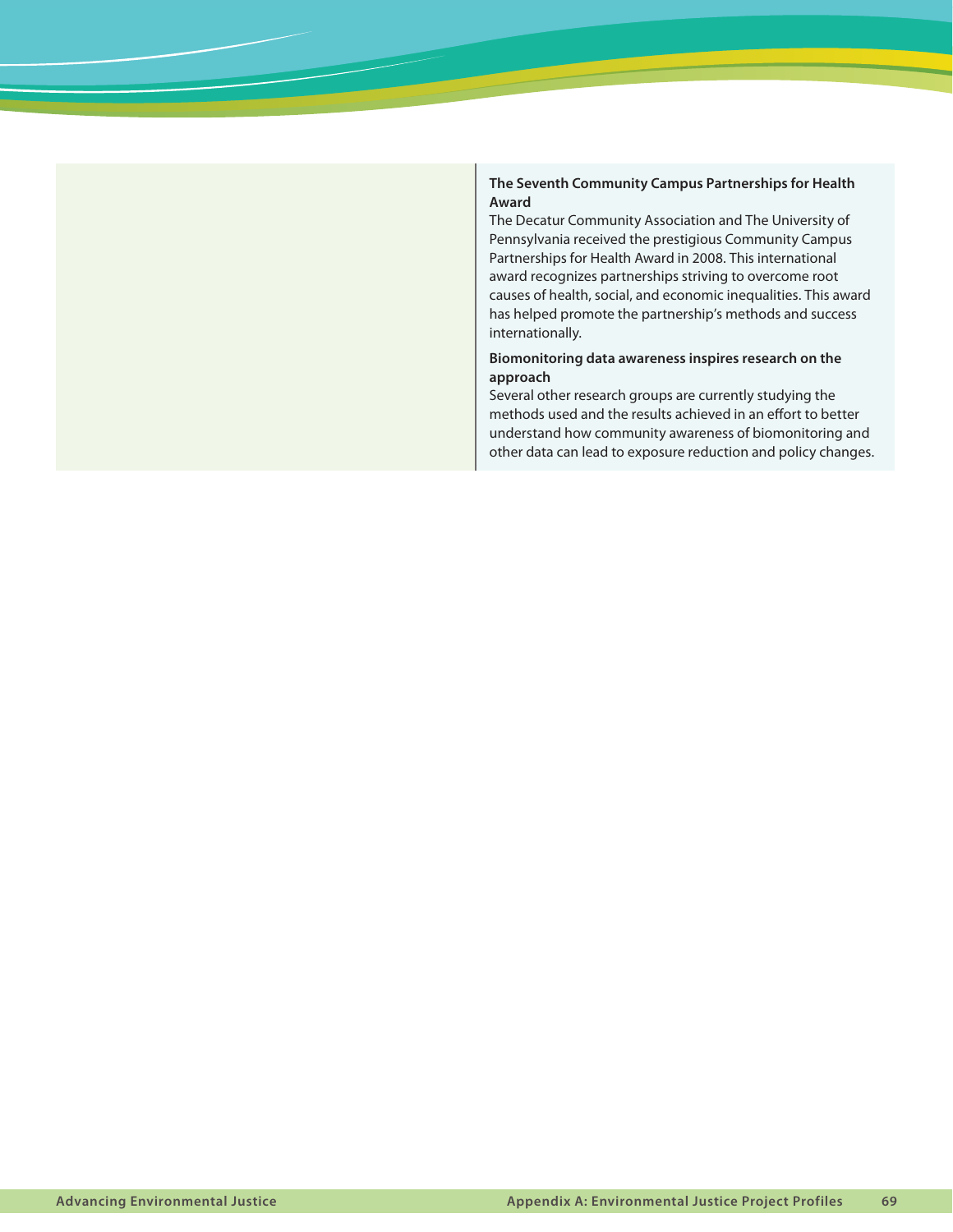**The Seventh Community Campus Partnerships for Health Award**

The Decatur Community Association and The University of Pennsylvania received the prestigious Community Campus Partnerships for Health Award in 2008. This international award recognizes partnerships striving to overcome root causes of health, social, and economic inequalities. This award has helped promote the partnership's methods and success internationally.

**Biomonitoring data awareness inspires research on the approach**

Several other research groups are currently studying the methods used and the results achieved in an effort to better understand how community awareness of biomonitoring and other data can lead to exposure reduction and policy changes.